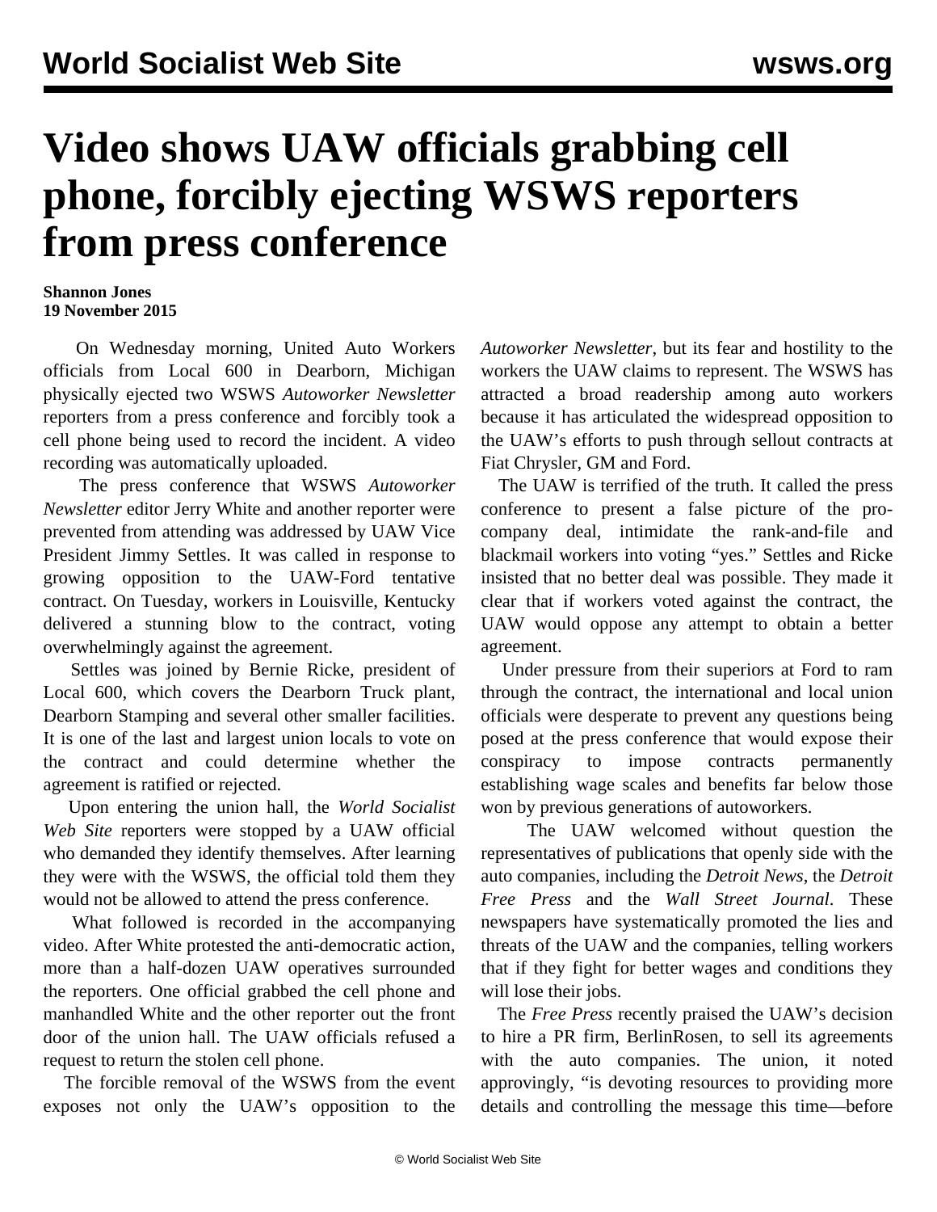# Video shows UAW officials grabbing cell phone, forcibly ejecting WSWS reporters from press conference

**Shannon Jones**
**19 November 2015**

On Wednesday morning, United Auto Workers officials from Local 600 in Dearborn, Michigan physically ejected two WSWS *Autoworker Newsletter* reporters from a press conference and forcibly took a cell phone being used to record the incident. A video recording was automatically uploaded.

The press conference that WSWS *Autoworker Newsletter* editor Jerry White and another reporter were prevented from attending was addressed by UAW Vice President Jimmy Settles. It was called in response to growing opposition to the UAW-Ford tentative contract. On Tuesday, workers in Louisville, Kentucky delivered a stunning blow to the contract, voting overwhelmingly against the agreement.

Settles was joined by Bernie Ricke, president of Local 600, which covers the Dearborn Truck plant, Dearborn Stamping and several other smaller facilities. It is one of the last and largest union locals to vote on the contract and could determine whether the agreement is ratified or rejected.

Upon entering the union hall, the *World Socialist Web Site* reporters were stopped by a UAW official who demanded they identify themselves. After learning they were with the WSWS, the official told them they would not be allowed to attend the press conference.

What followed is recorded in the accompanying video. After White protested the anti-democratic action, more than a half-dozen UAW operatives surrounded the reporters. One official grabbed the cell phone and manhandled White and the other reporter out the front door of the union hall. The UAW officials refused a request to return the stolen cell phone.

The forcible removal of the WSWS from the event exposes not only the UAW's opposition to the *Autoworker Newsletter*, but its fear and hostility to the workers the UAW claims to represent. The WSWS has attracted a broad readership among auto workers because it has articulated the widespread opposition to the UAW's efforts to push through sellout contracts at Fiat Chrysler, GM and Ford.

The UAW is terrified of the truth. It called the press conference to present a false picture of the pro-company deal, intimidate the rank-and-file and blackmail workers into voting "yes." Settles and Ricke insisted that no better deal was possible. They made it clear that if workers voted against the contract, the UAW would oppose any attempt to obtain a better agreement.

Under pressure from their superiors at Ford to ram through the contract, the international and local union officials were desperate to prevent any questions being posed at the press conference that would expose their conspiracy to impose contracts permanently establishing wage scales and benefits far below those won by previous generations of autoworkers.

The UAW welcomed without question the representatives of publications that openly side with the auto companies, including the *Detroit News*, the *Detroit Free Press* and the *Wall Street Journal*. These newspapers have systematically promoted the lies and threats of the UAW and the companies, telling workers that if they fight for better wages and conditions they will lose their jobs.

The *Free Press* recently praised the UAW's decision to hire a PR firm, BerlinRosen, to sell its agreements with the auto companies. The union, it noted approvingly, "is devoting resources to providing more details and controlling the message this time—before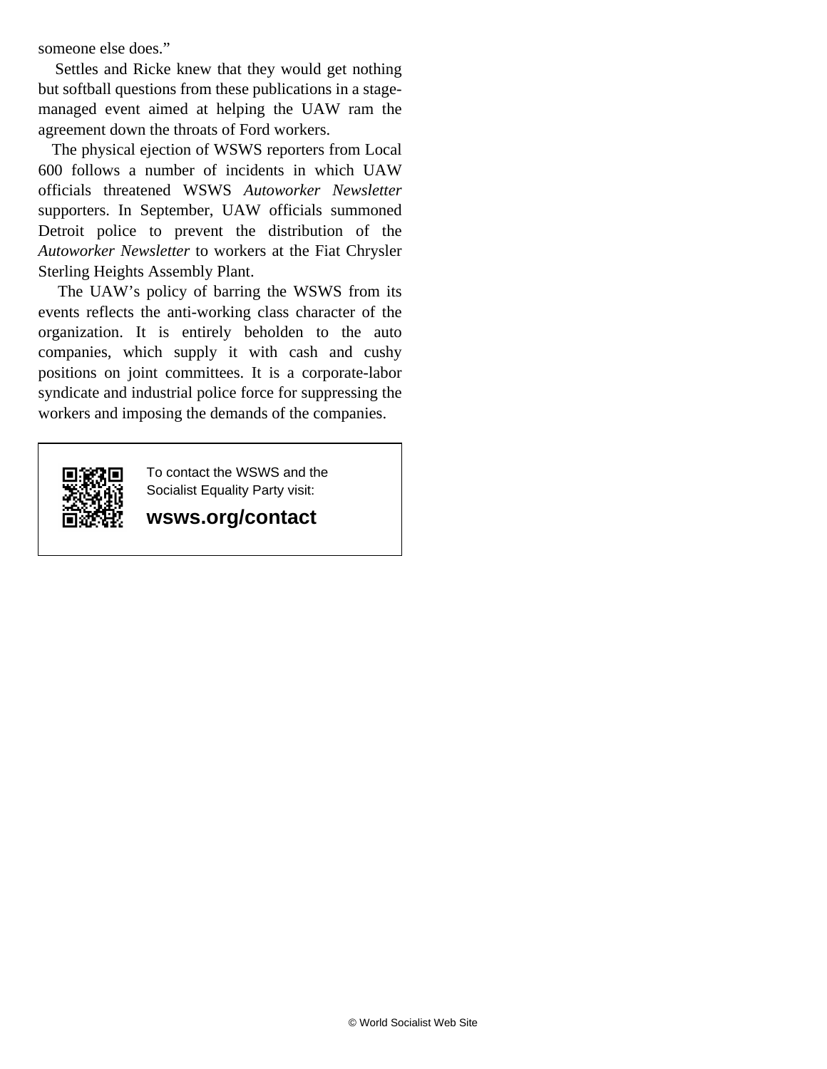someone else does."

Settles and Ricke knew that they would get nothing but softball questions from these publications in a stage-managed event aimed at helping the UAW ram the agreement down the throats of Ford workers.

The physical ejection of WSWS reporters from Local 600 follows a number of incidents in which UAW officials threatened WSWS *Autoworker Newsletter* supporters. In September, UAW officials summoned Detroit police to prevent the distribution of the *Autoworker Newsletter* to workers at the Fiat Chrysler Sterling Heights Assembly Plant.

The UAW's policy of barring the WSWS from its events reflects the anti-working class character of the organization. It is entirely beholden to the auto companies, which supply it with cash and cushy positions on joint committees. It is a corporate-labor syndicate and industrial police force for suppressing the workers and imposing the demands of the companies.

To contact the WSWS and the Socialist Equality Party visit:

**wsws.org/contact**